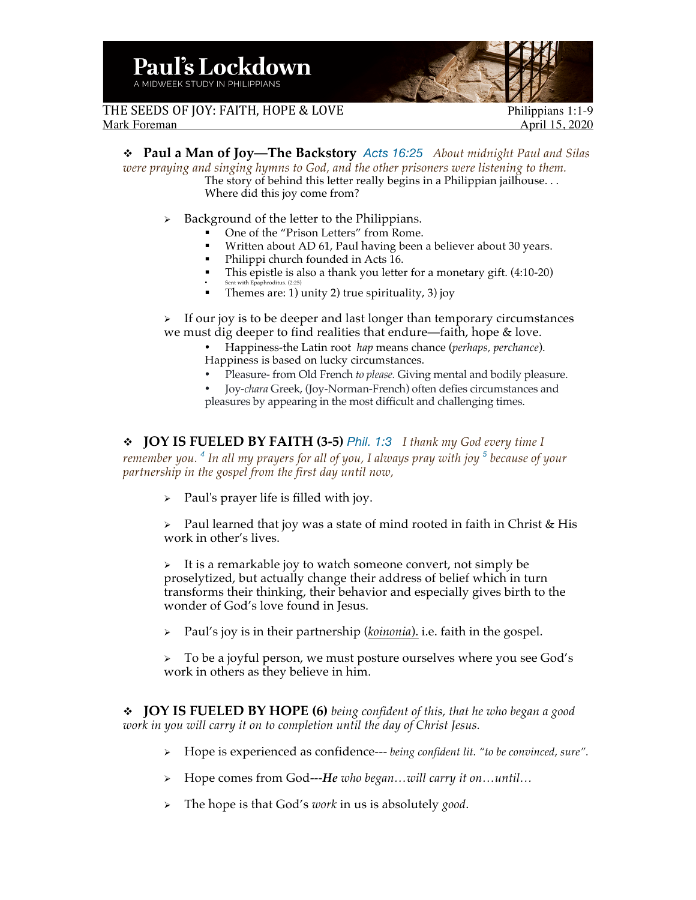# Paul's Lockdown

A MIDWEEK STUDY IN PHILIPPIANS

THE SEEDS OF JOY: FAITH, HOPE & LOVE — Philippians 1:1-9
Mark Foreman — April 15, 2020

## ❖ Paul a Man of Joy—The Backstory

Acts 16:25 *About midnight Paul and Silas were praying and singing hymns to God, and the other prisoners were listening to them.*

The story of behind this letter really begins in a Philippian jailhouse. . .
Where did this joy come from?

- Background of the letter to the Philippians.
  - One of the "Prison Letters" from Rome.
  - Written about AD 61, Paul having been a believer about 30 years.
  - Philippi church founded in Acts 16.
  - This epistle is also a thank you letter for a monetary gift. (4:10-20)
  - Sent with Epaphroditus. (2:25)
  - Themes are: 1) unity 2) true spirituality, 3) joy

- If our joy is to be deeper and last longer than temporary circumstances we must dig deeper to find realities that endure—faith, hope & love.
  - Happiness-the Latin root *hap* means chance (*perhaps, perchance*). Happiness is based on lucky circumstances.
  - Pleasure- from Old French *to please.* Giving mental and bodily pleasure.
  - Joy-*chara* Greek, (Joy-Norman-French) often defies circumstances and pleasures by appearing in the most difficult and challenging times.

## ❖ JOY IS FUELED BY FAITH (3-5)

Phil. 1:3 *I thank my God every time I remember you.* [4] *In all my prayers for all of you, I always pray with joy* [5] *because of your partnership in the gospel from the first day until now,*

- Paul's prayer life is filled with joy.
- Paul learned that joy was a state of mind rooted in faith in Christ & His work in other's lives.
- It is a remarkable joy to watch someone convert, not simply be proselytized, but actually change their address of belief which in turn transforms their thinking, their behavior and especially gives birth to the wonder of God's love found in Jesus.
- Paul's joy is in their partnership (*koinonia*). i.e. faith in the gospel.
- To be a joyful person, we must posture ourselves where you see God's work in others as they believe in him.

## ❖ JOY IS FUELED BY HOPE (6)

*being confident of this, that he who began a good work in you will carry it on to completion until the day of Christ Jesus.*

- Hope is experienced as confidence--- *being confident lit. "to be convinced, sure".*
- Hope comes from God---***He*** *who began…will carry it on…until…*
- The hope is that God's *work* in us is absolutely *good*.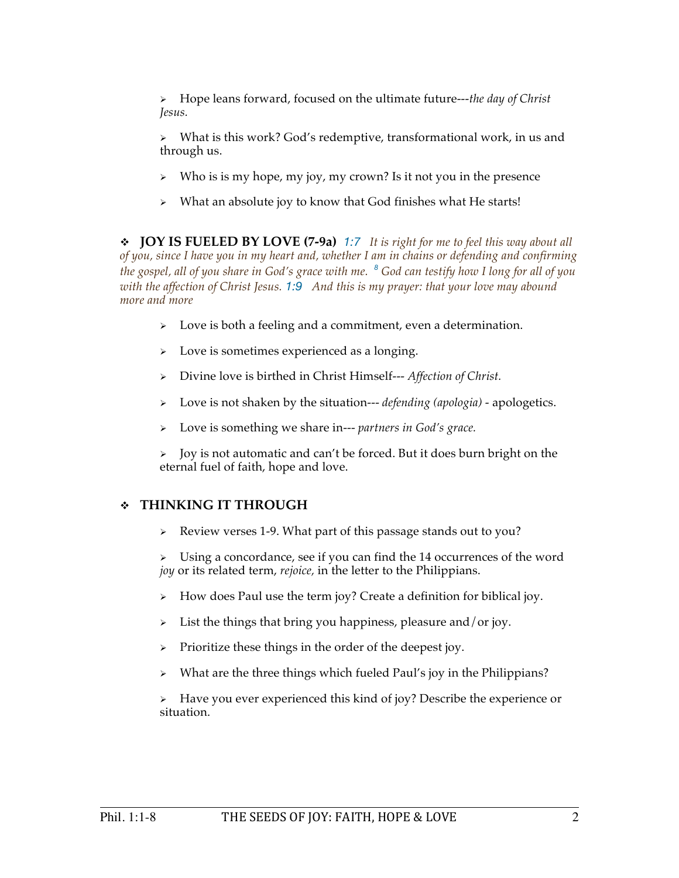- Hope leans forward, focused on the ultimate future---*the day of Christ Jesus.*

- What is this work? God's redemptive, transformational work, in us and through us.

- Who is is my hope, my joy, my crown? Is it not you in the presence

- What an absolute joy to know that God finishes what He starts!

❖ **JOY IS FUELED BY LOVE (7-9a)** 1:7 *It is right for me to feel this way about all of you, since I have you in my heart and, whether I am in chains or defending and confirming the gospel, all of you share in God's grace with me.* [8] *God can testify how I long for all of you with the affection of Christ Jesus.* 1:9 *And this is my prayer: that your love may abound more and more*

- Love is both a feeling and a commitment, even a determination.
- Love is sometimes experienced as a longing.
- Divine love is birthed in Christ Himself--- *Affection of Christ.*
- Love is not shaken by the situation--- *defending (apologia)* - apologetics.
- Love is something we share in--- *partners in God's grace.*
- Joy is not automatic and can't be forced. But it does burn bright on the eternal fuel of faith, hope and love.

## ❖ THINKING IT THROUGH

- Review verses 1-9. What part of this passage stands out to you?
- Using a concordance, see if you can find the 14 occurrences of the word *joy* or its related term, *rejoice,* in the letter to the Philippians.
- How does Paul use the term joy? Create a definition for biblical joy.
- List the things that bring you happiness, pleasure and/or joy.
- Prioritize these things in the order of the deepest joy.
- What are the three things which fueled Paul's joy in the Philippians?
- Have you ever experienced this kind of joy? Describe the experience or situation.